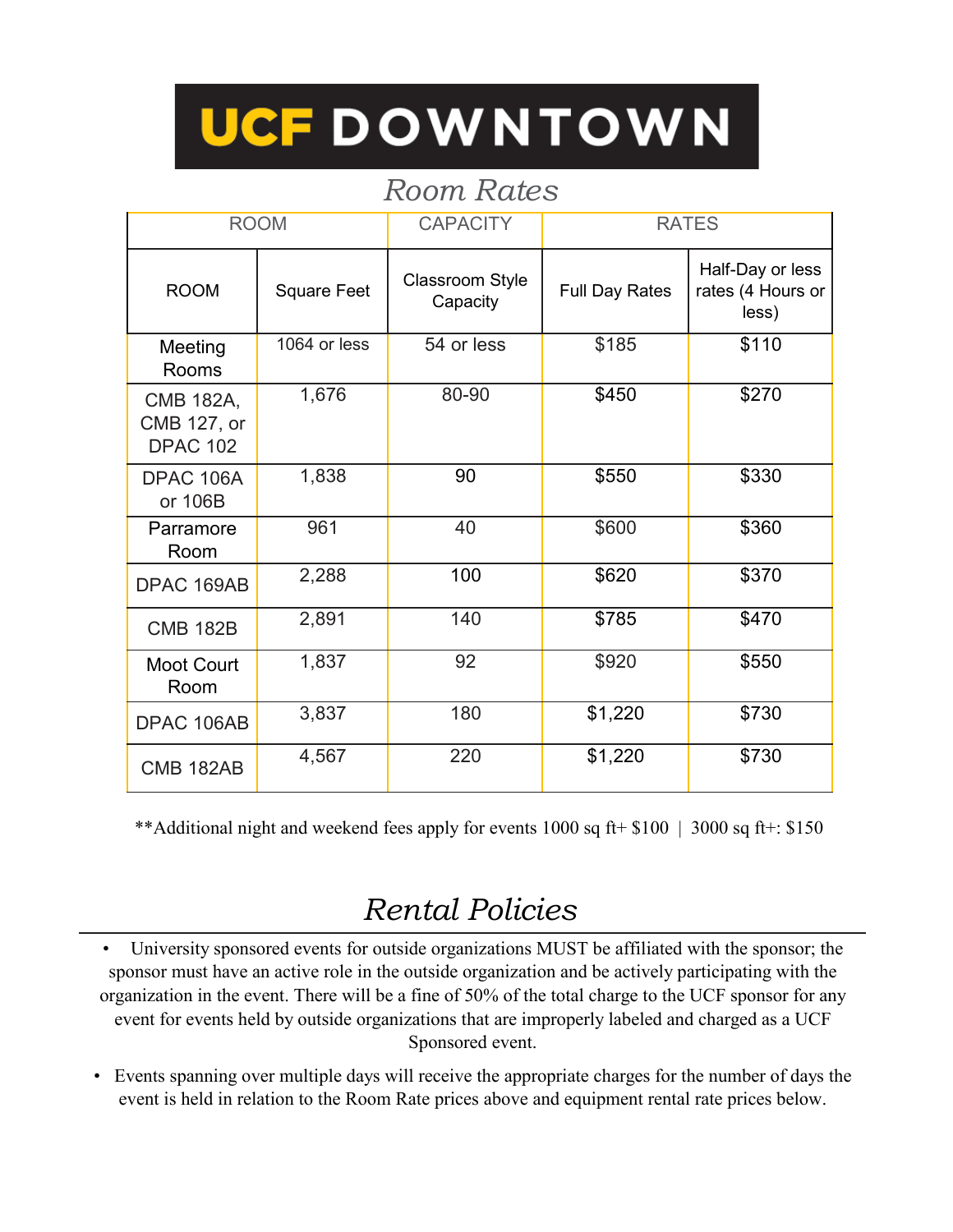# UCF DOWNTOWN

## Room Rates

| ROOM | | CAPACITY | RATES | |
|---|---|---|---|---|
| ROOM | Square Feet | Classroom Style Capacity | Full Day Rates | Half-Day or less rates (4 Hours or less) |
| Meeting Rooms | 1064 or less | 54 or less | $185 | $110 |
| CMB 182A, CMB 127, or DPAC 102 | 1,676 | 80-90 | $450 | $270 |
| DPAC 106A or 106B | 1,838 | 90 | $550 | $330 |
| Parramore Room | 961 | 40 | $600 | $360 |
| DPAC 169AB | 2,288 | 100 | $620 | $370 |
| CMB 182B | 2,891 | 140 | $785 | $470 |
| Moot Court Room | 1,837 | 92 | $920 | $550 |
| DPAC 106AB | 3,837 | 180 | $1,220 | $730 |
| CMB 182AB | 4,567 | 220 | $1,220 | $730 |

**Additional night and weekend fees apply for events 1000 sq ft+ $100 | 3000 sq ft+: $150

## Rental Policies

- University sponsored events for outside organizations MUST be affiliated with the sponsor; the sponsor must have an active role in the outside organization and be actively participating with the organization in the event. There will be a fine of 50% of the total charge to the UCF sponsor for any event for events held by outside organizations that are improperly labeled and charged as a UCF Sponsored event.
- Events spanning over multiple days will receive the appropriate charges for the number of days the event is held in relation to the Room Rate prices above and equipment rental rate prices below.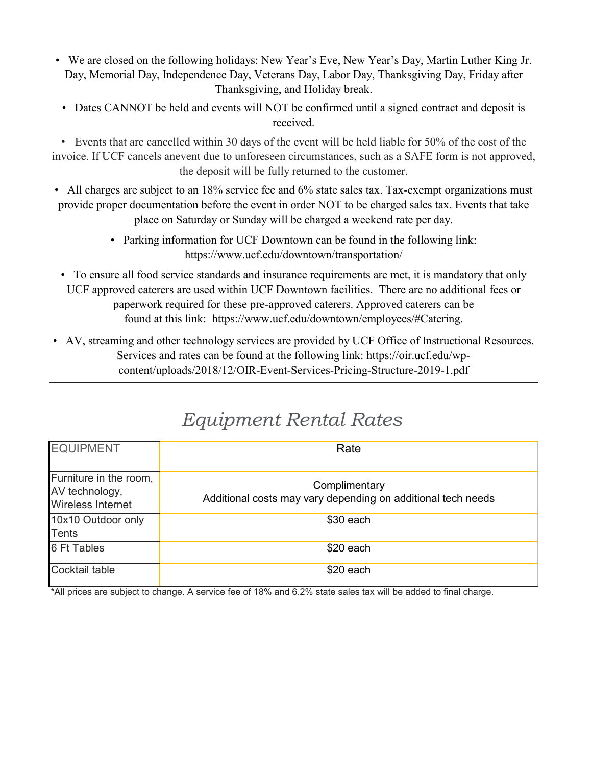- We are closed on the following holidays: New Year's Eve, New Year's Day, Martin Luther King Jr. Day, Memorial Day, Independence Day, Veterans Day, Labor Day, Thanksgiving Day, Friday after Thanksgiving, and Holiday break.
- Dates CANNOT be held and events will NOT be confirmed until a signed contract and deposit is received.
- Events that are cancelled within 30 days of the event will be held liable for 50% of the cost of the invoice. If UCF cancels anevent due to unforeseen circumstances, such as a SAFE form is not approved, the deposit will be fully returned to the customer.
- All charges are subject to an 18% service fee and 6% state sales tax. Tax-exempt organizations must provide proper documentation before the event in order NOT to be charged sales tax. Events that take place on Saturday or Sunday will be charged a weekend rate per day.
- Parking information for UCF Downtown can be found in the following link: https://www.ucf.edu/downtown/transportation/
- To ensure all food service standards and insurance requirements are met, it is mandatory that only UCF approved caterers are used within UCF Downtown facilities. There are no additional fees or paperwork required for these pre-approved caterers. Approved caterers can be found at this link: https://www.ucf.edu/downtown/employees/#Catering.
- AV, streaming and other technology services are provided by UCF Office of Instructional Resources. Services and rates can be found at the following link: https://oir.ucf.edu/wp-content/uploads/2018/12/OIR-Event-Services-Pricing-Structure-2019-1.pdf

---

# *Equipment Rental Rates*

| EQUIPMENT | Rate |
|---|---|
| Furniture in the room, AV technology, Wireless Internet | Complimentary<br>Additional costs may vary depending on additional tech needs |
| 10x10 Outdoor only Tents | $30 each |
| 6 Ft Tables | $20 each |
| Cocktail table | $20 each |

*All prices are subject to change. A service fee of 18% and 6.2% state sales tax will be added to final charge.